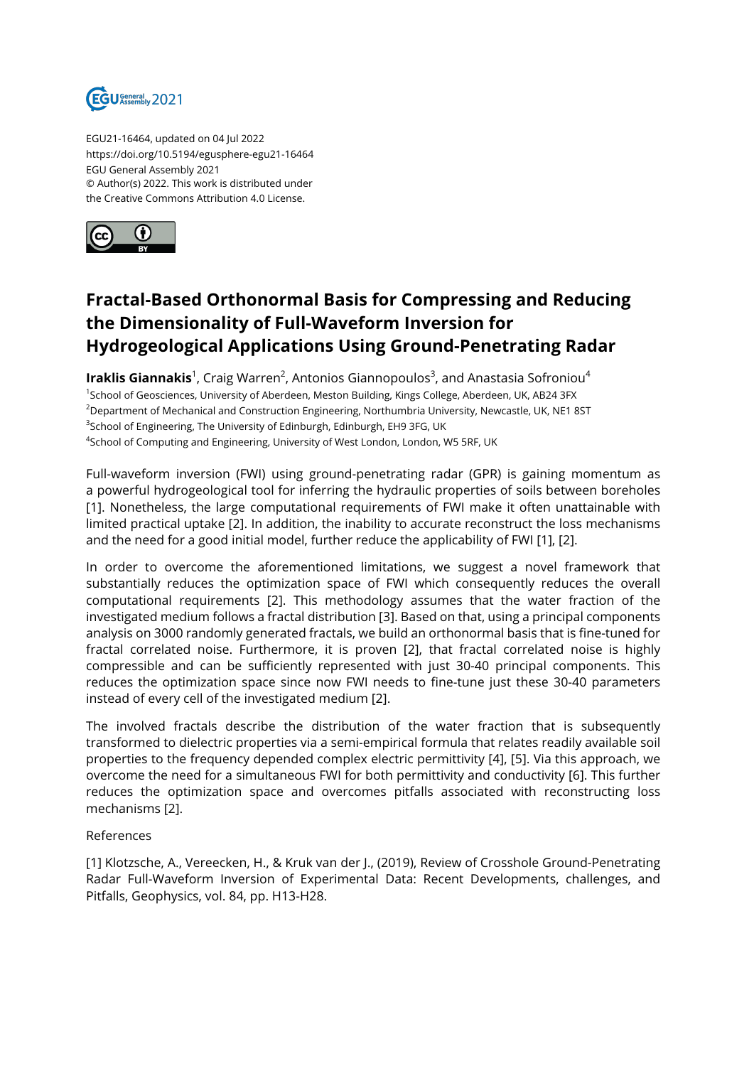EGU21-16464, updated on 04 Jul 2022
https://doi.org/10.5194/egusphere-egu21-16464
EGU General Assembly 2021
© Author(s) 2022. This work is distributed under
the Creative Commons Attribution 4.0 License.

# Fractal-Based Orthonormal Basis for Compressing and Reducing the Dimensionality of Full-Waveform Inversion for Hydrogeological Applications Using Ground-Penetrating Radar

**Iraklis Giannakis**[1], Craig Warren[2], Antonios Giannopoulos[3], and Anastasia Sofroniou[4]

[1]School of Geosciences, University of Aberdeen, Meston Building, Kings College, Aberdeen, UK, AB24 3FX
[2]Department of Mechanical and Construction Engineering, Northumbria University, Newcastle, UK, NE1 8ST
[3]School of Engineering, The University of Edinburgh, Edinburgh, EH9 3FG, UK
[4]School of Computing and Engineering, University of West London, London, W5 5RF, UK

Full-waveform inversion (FWI) using ground-penetrating radar (GPR) is gaining momentum as a powerful hydrogeological tool for inferring the hydraulic properties of soils between boreholes [1]. Nonetheless, the large computational requirements of FWI make it often unattainable with limited practical uptake [2]. In addition, the inability to accurate reconstruct the loss mechanisms and the need for a good initial model, further reduce the applicability of FWI [1], [2].

In order to overcome the aforementioned limitations, we suggest a novel framework that substantially reduces the optimization space of FWI which consequently reduces the overall computational requirements [2]. This methodology assumes that the water fraction of the investigated medium follows a fractal distribution [3]. Based on that, using a principal components analysis on 3000 randomly generated fractals, we build an orthonormal basis that is fine-tuned for fractal correlated noise. Furthermore, it is proven [2], that fractal correlated noise is highly compressible and can be sufficiently represented with just 30-40 principal components. This reduces the optimization space since now FWI needs to fine-tune just these 30-40 parameters instead of every cell of the investigated medium [2].

The involved fractals describe the distribution of the water fraction that is subsequently transformed to dielectric properties via a semi-empirical formula that relates readily available soil properties to the frequency depended complex electric permittivity [4], [5]. Via this approach, we overcome the need for a simultaneous FWI for both permittivity and conductivity [6]. This further reduces the optimization space and overcomes pitfalls associated with reconstructing loss mechanisms [2].

References

[1] Klotzsche, A., Vereecken, H., & Kruk van der J., (2019), Review of Crosshole Ground-Penetrating Radar Full-Waveform Inversion of Experimental Data: Recent Developments, challenges, and Pitfalls, Geophysics, vol. 84, pp. H13-H28.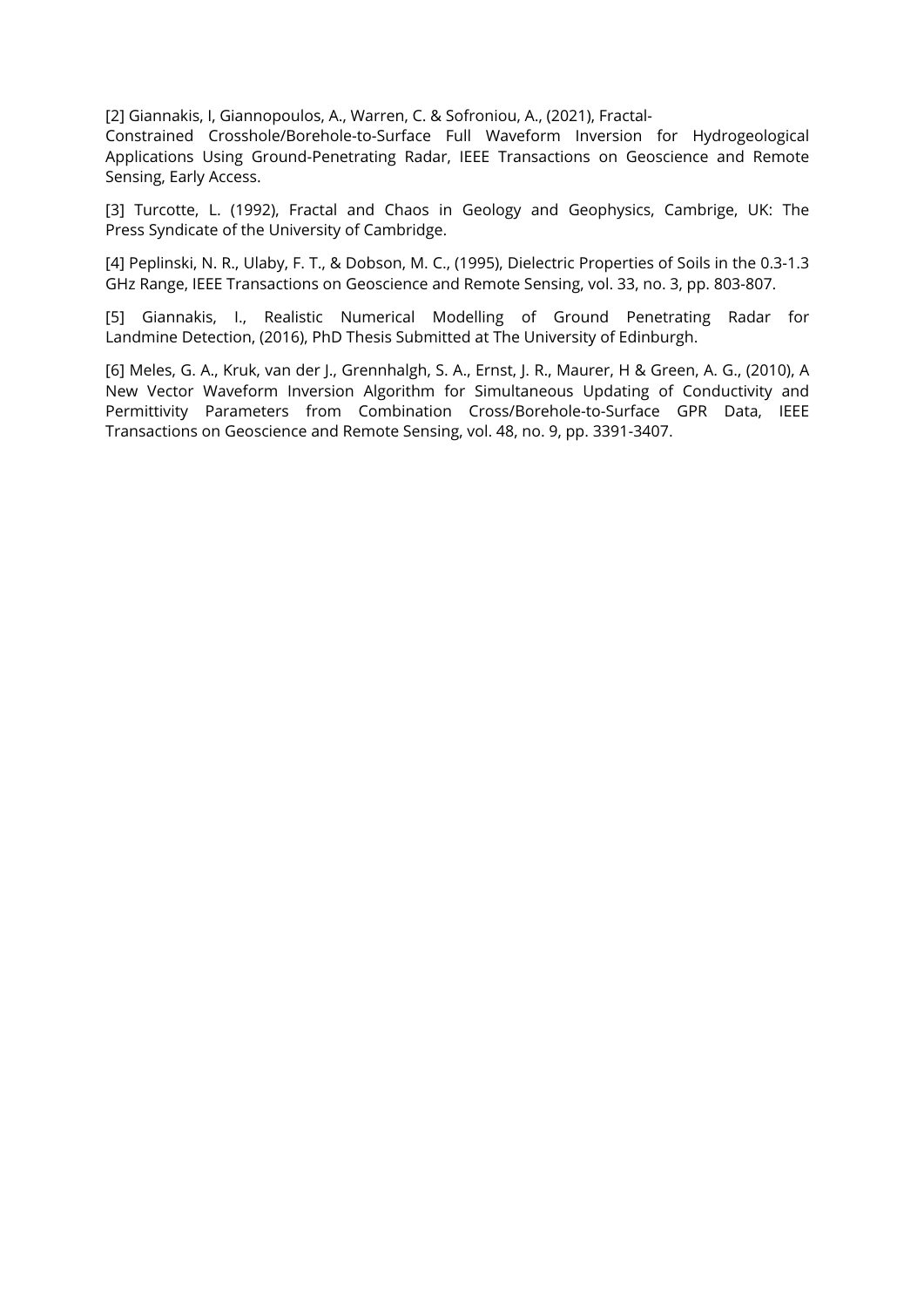[2] Giannakis, I, Giannopoulos, A., Warren, C. & Sofroniou, A., (2021), Fractal-Constrained Crosshole/Borehole-to-Surface Full Waveform Inversion for Hydrogeological Applications Using Ground-Penetrating Radar, IEEE Transactions on Geoscience and Remote Sensing, Early Access.

[3] Turcotte, L. (1992), Fractal and Chaos in Geology and Geophysics, Cambrige, UK: The Press Syndicate of the University of Cambridge.

[4] Peplinski, N. R., Ulaby, F. T., & Dobson, M. C., (1995), Dielectric Properties of Soils in the 0.3-1.3 GHz Range, IEEE Transactions on Geoscience and Remote Sensing, vol. 33, no. 3, pp. 803-807.

[5] Giannakis, I., Realistic Numerical Modelling of Ground Penetrating Radar for Landmine Detection, (2016), PhD Thesis Submitted at The University of Edinburgh.

[6] Meles, G. A., Kruk, van der J., Grennhalgh, S. A., Ernst, J. R., Maurer, H & Green, A. G., (2010), A New Vector Waveform Inversion Algorithm for Simultaneous Updating of Conductivity and Permittivity Parameters from Combination Cross/Borehole-to-Surface GPR Data, IEEE Transactions on Geoscience and Remote Sensing, vol. 48, no. 9, pp. 3391-3407.